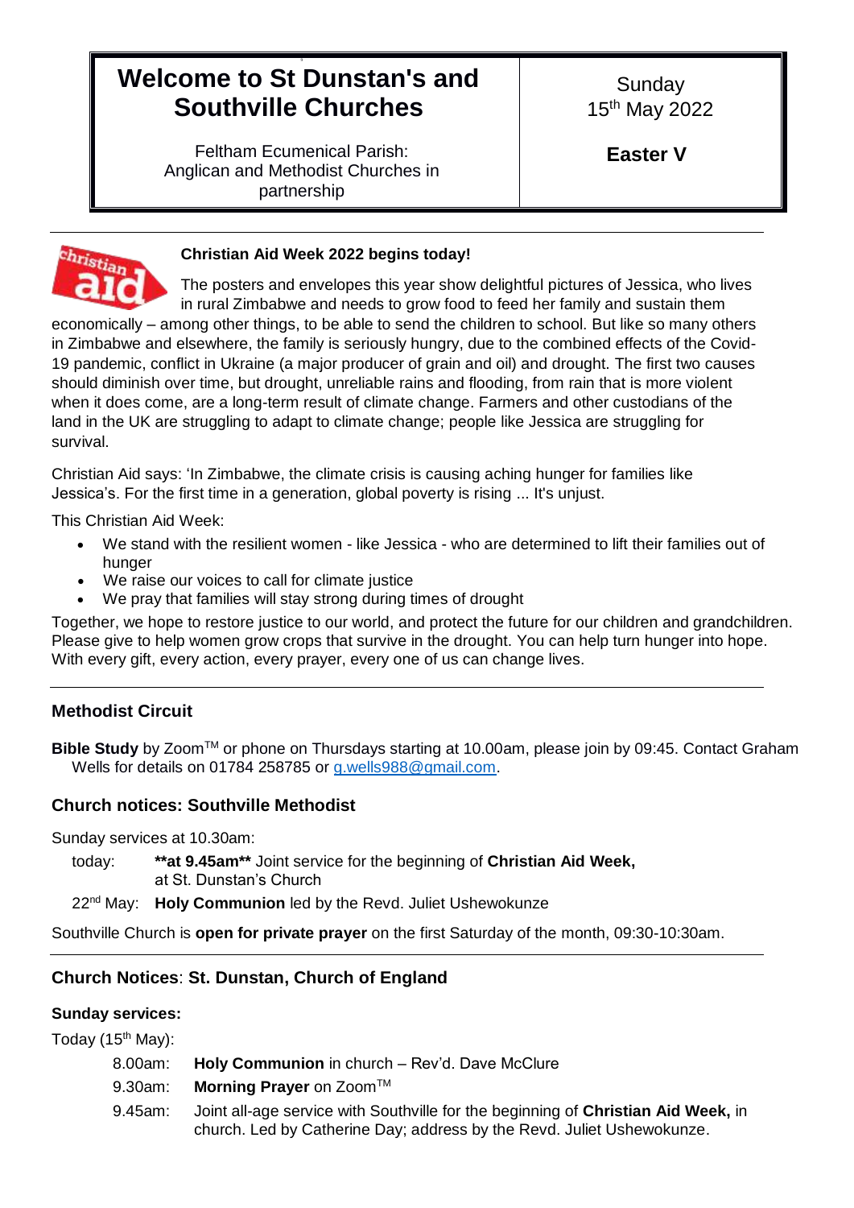# Welcome to St Dunstan's and Southville Churches

Feltham Ecumenical Parish: Anglican and Methodist Churches in partnership

Sunday 15th May 2022

**Easter V**

---

**Christian Aid Week 2022 begins today!**

The posters and envelopes this year show delightful pictures of Jessica, who lives in rural Zimbabwe and needs to grow food to feed her family and sustain them economically – among other things, to be able to send the children to school. But like so many others in Zimbabwe and elsewhere, the family is seriously hungry, due to the combined effects of the Covid-19 pandemic, conflict in Ukraine (a major producer of grain and oil) and drought. The first two causes should diminish over time, but drought, unreliable rains and flooding, from rain that is more violent when it does come, are a long-term result of climate change. Farmers and other custodians of the land in the UK are struggling to adapt to climate change; people like Jessica are struggling for survival.

Christian Aid says: 'In Zimbabwe, the climate crisis is causing aching hunger for families like Jessica's. For the first time in a generation, global poverty is rising ... It's unjust.

This Christian Aid Week:

- We stand with the resilient women - like Jessica - who are determined to lift their families out of hunger
- We raise our voices to call for climate justice
- We pray that families will stay strong during times of drought

Together, we hope to restore justice to our world, and protect the future for our children and grandchildren. Please give to help women grow crops that survive in the drought. You can help turn hunger into hope. With every gift, every action, every prayer, every one of us can change lives.

---

### Methodist Circuit

**Bible Study** by Zoom™ or phone on Thursdays starting at 10.00am, please join by 09:45. Contact Graham Wells for details on 01784 258785 or g.wells988@gmail.com.

### Church notices: Southville Methodist

Sunday services at 10.30am:

today: **\*\*at 9.45am\*\*** Joint service for the beginning of **Christian Aid Week,** at St. Dunstan's Church

22nd May: **Holy Communion** led by the Revd. Juliet Ushewokunze

Southville Church is **open for private prayer** on the first Saturday of the month, 09:30-10:30am.

---

### Church Notices: St. Dunstan, Church of England

**Sunday services:**

Today (15th May):

8.00am: **Holy Communion** in church – Rev'd. Dave McClure

9.30am: **Morning Prayer** on Zoom™

9.45am: Joint all-age service with Southville for the beginning of **Christian Aid Week,** in church. Led by Catherine Day; address by the Revd. Juliet Ushewokunze.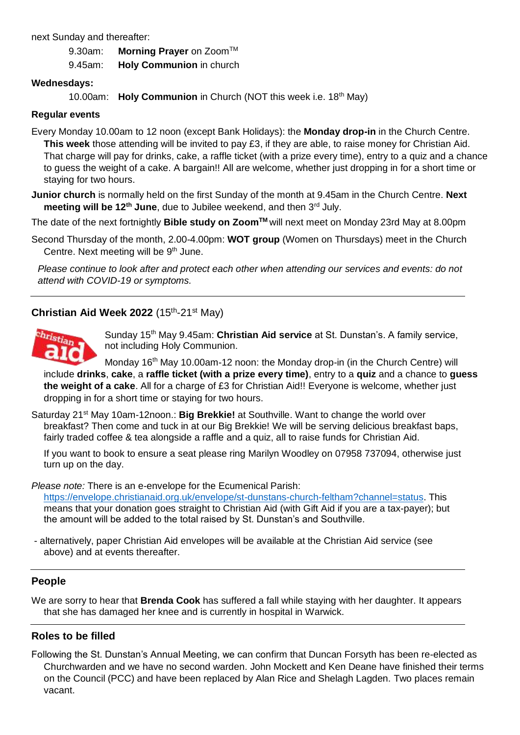next Sunday and thereafter:

9.30am: **Morning Prayer** on Zoom™

9.45am: **Holy Communion** in church

**Wednesdays:**

10.00am: **Holy Communion** in Church (NOT this week i.e. 18th May)

**Regular events**

Every Monday 10.00am to 12 noon (except Bank Holidays): the **Monday drop-in** in the Church Centre. **This week** those attending will be invited to pay £3, if they are able, to raise money for Christian Aid. That charge will pay for drinks, cake, a raffle ticket (with a prize every time), entry to a quiz and a chance to guess the weight of a cake. A bargain!! All are welcome, whether just dropping in for a short time or staying for two hours.

**Junior church** is normally held on the first Sunday of the month at 9.45am in the Church Centre. **Next meeting will be 12th June**, due to Jubilee weekend, and then 3rd July.

The date of the next fortnightly **Bible study on Zoom™** will next meet on Monday 23rd May at 8.00pm

Second Thursday of the month, 2.00-4.00pm: **WOT group** (Women on Thursdays) meet in the Church Centre. Next meeting will be 9th June.

*Please continue to look after and protect each other when attending our services and events: do not attend with COVID-19 or symptoms.*

---

## Christian Aid Week 2022 (15th-21st May)

Sunday 15th May 9.45am: **Christian Aid service** at St. Dunstan's. A family service, not including Holy Communion.

Monday 16th May 10.00am-12 noon: the Monday drop-in (in the Church Centre) will include **drinks**, **cake**, a **raffle ticket (with a prize every time)**, entry to a **quiz** and a chance to **guess the weight of a cake**. All for a charge of £3 for Christian Aid!! Everyone is welcome, whether just dropping in for a short time or staying for two hours.

Saturday 21st May 10am-12noon.: **Big Brekkie!** at Southville. Want to change the world over breakfast? Then come and tuck in at our Big Brekkie! We will be serving delicious breakfast baps, fairly traded coffee & tea alongside a raffle and a quiz, all to raise funds for Christian Aid.

If you want to book to ensure a seat please ring Marilyn Woodley on 07958 737094, otherwise just turn up on the day.

*Please note:* There is an e-envelope for the Ecumenical Parish: https://envelope.christianaid.org.uk/envelope/st-dunstans-church-feltham?channel=status. This means that your donation goes straight to Christian Aid (with Gift Aid if you are a tax-payer); but the amount will be added to the total raised by St. Dunstan's and Southville.

- alternatively, paper Christian Aid envelopes will be available at the Christian Aid service (see above) and at events thereafter.

---

## People

We are sorry to hear that **Brenda Cook** has suffered a fall while staying with her daughter. It appears that she has damaged her knee and is currently in hospital in Warwick.

---

## Roles to be filled

Following the St. Dunstan's Annual Meeting, we can confirm that Duncan Forsyth has been re-elected as Churchwarden and we have no second warden. John Mockett and Ken Deane have finished their terms on the Council (PCC) and have been replaced by Alan Rice and Shelagh Lagden. Two places remain vacant.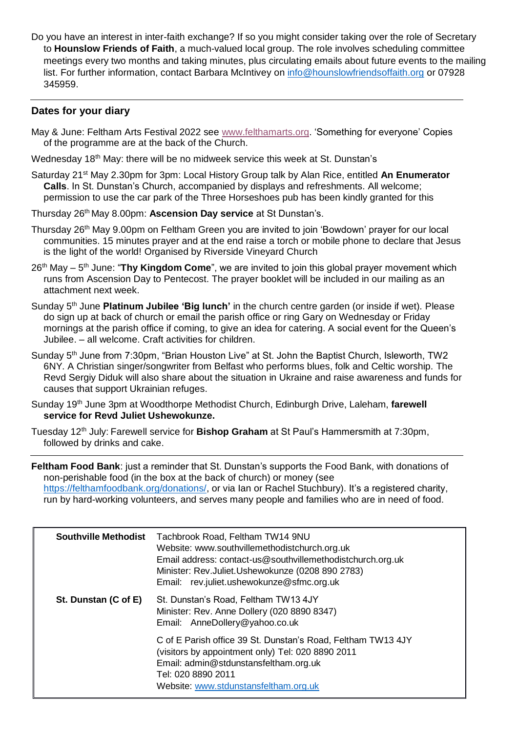Do you have an interest in inter-faith exchange? If so you might consider taking over the role of Secretary to **Hounslow Friends of Faith**, a much-valued local group. The role involves scheduling committee meetings every two months and taking minutes, plus circulating emails about future events to the mailing list. For further information, contact Barbara McIntivey on info@hounslowfriendsoffaith.org or 07928 345959.

---

## Dates for your diary

May & June: Feltham Arts Festival 2022 see www.felthamarts.org. 'Something for everyone' Copies of the programme are at the back of the Church.

Wednesday 18th May: there will be no midweek service this week at St. Dunstan's

Saturday 21st May 2.30pm for 3pm: Local History Group talk by Alan Rice, entitled **An Enumerator Calls**. In St. Dunstan's Church, accompanied by displays and refreshments. All welcome; permission to use the car park of the Three Horseshoes pub has been kindly granted for this

Thursday 26th May 8.00pm: **Ascension Day service** at St Dunstan's.

Thursday 26th May 9.00pm on Feltham Green you are invited to join 'Bowdown' prayer for our local communities. 15 minutes prayer and at the end raise a torch or mobile phone to declare that Jesus is the light of the world! Organised by Riverside Vineyard Church

26th May – 5th June: "**Thy Kingdom Come**", we are invited to join this global prayer movement which runs from Ascension Day to Pentecost. The prayer booklet will be included in our mailing as an attachment next week.

Sunday 5th June **Platinum Jubilee 'Big lunch'** in the church centre garden (or inside if wet). Please do sign up at back of church or email the parish office or ring Gary on Wednesday or Friday mornings at the parish office if coming, to give an idea for catering. A social event for the Queen's Jubilee. – all welcome. Craft activities for children.

Sunday 5th June from 7:30pm, "Brian Houston Live" at St. John the Baptist Church, Isleworth, TW2 6NY. A Christian singer/songwriter from Belfast who performs blues, folk and Celtic worship. The Revd Sergiy Diduk will also share about the situation in Ukraine and raise awareness and funds for causes that support Ukrainian refuges.

Sunday 19th June 3pm at Woodthorpe Methodist Church, Edinburgh Drive, Laleham, **farewell service for Revd Juliet Ushewokunze.**

Tuesday 12th July: Farewell service for **Bishop Graham** at St Paul's Hammersmith at 7:30pm, followed by drinks and cake.

---

**Feltham Food Bank**: just a reminder that St. Dunstan's supports the Food Bank, with donations of non-perishable food (in the box at the back of church) or money (see https://felthamfoodbank.org/donations/, or via Ian or Rachel Stuchbury). It's a registered charity, run by hard-working volunteers, and serves many people and families who are in need of food.

| | |
|---|---|
| **Southville Methodist** | Tachbrook Road, Feltham TW14 9NU<br>Website: www.southvillemethodistchurch.org.uk<br>Email address: contact-us@southvillemethodistchurch.org.uk<br>Minister: Rev.Juliet.Ushewokunze (0208 890 2783)<br>Email: rev.juliet.ushewokunze@sfmc.org.uk |
| **St. Dunstan (C of E)** | St. Dunstan's Road, Feltham TW13 4JY<br>Minister: Rev. Anne Dollery (020 8890 8347)<br>Email: AnneDollery@yahoo.co.uk |
| | C of E Parish office 39 St. Dunstan's Road, Feltham TW13 4JY<br>(visitors by appointment only) Tel: 020 8890 2011<br>Email: admin@stdunstansfeltham.org.uk<br>Tel: 020 8890 2011<br>Website: www.stdunstansfeltham.org.uk |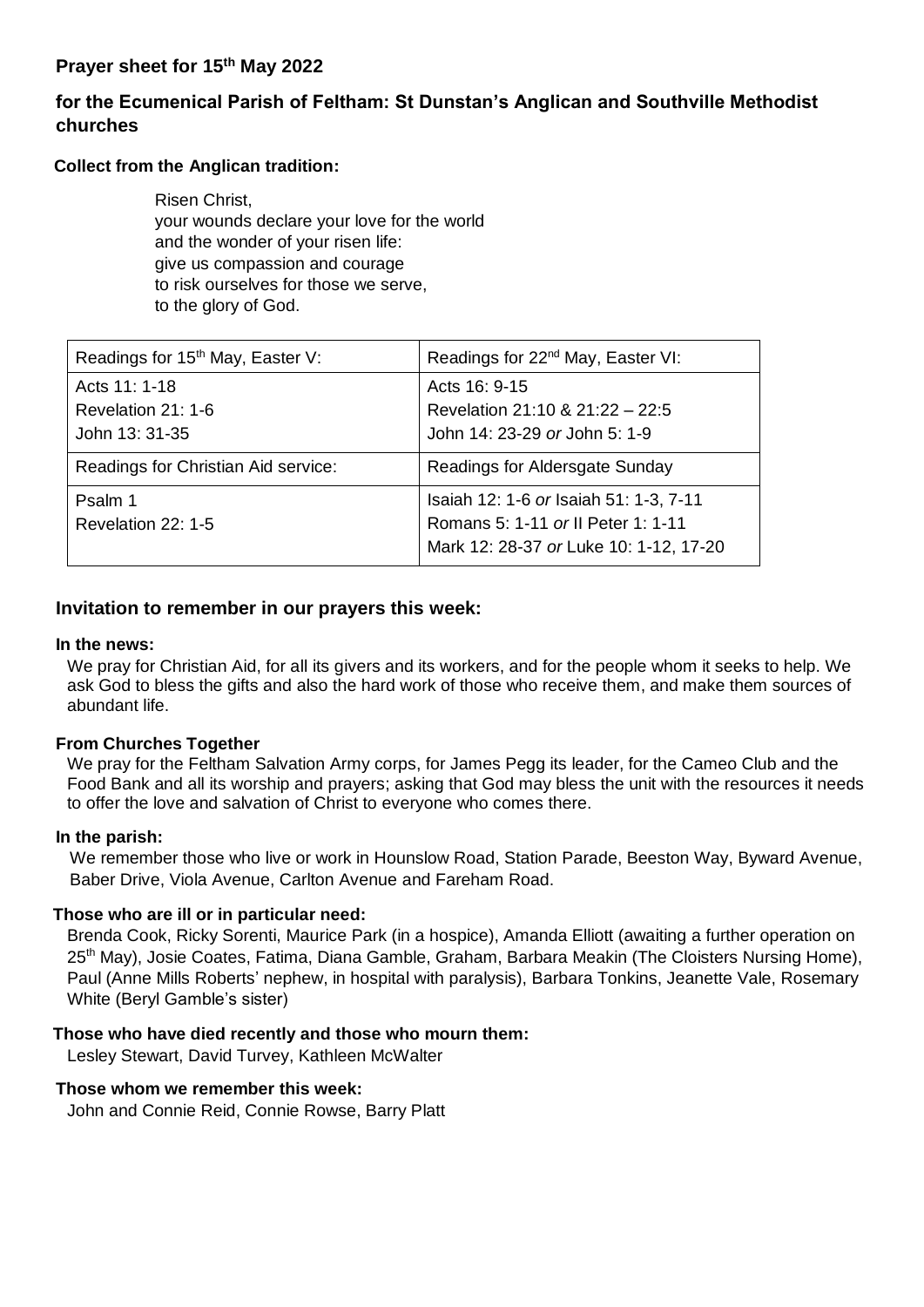**Prayer sheet for 15th May 2022**

**for the Ecumenical Parish of Feltham: St Dunstan's Anglican and Southville Methodist churches**

**Collect from the Anglican tradition:**

Risen Christ,
your wounds declare your love for the world
and the wonder of your risen life:
give us compassion and courage
to risk ourselves for those we serve,
to the glory of God.

| Readings for 15th May, Easter V: | Readings for 22nd May, Easter VI: |
|---|---|
| Acts 11: 1-18<br>Revelation 21: 1-6<br>John 13: 31-35 | Acts 16: 9-15<br>Revelation 21:10 & 21:22 – 22:5<br>John 14: 23-29 *or* John 5: 1-9 |
| Readings for Christian Aid service: | Readings for Aldersgate Sunday |
| Psalm 1<br>Revelation 22: 1-5 | Isaiah 12: 1-6 *or* Isaiah 51: 1-3, 7-11<br>Romans 5: 1-11 *or* II Peter 1: 1-11<br>Mark 12: 28-37 *or* Luke 10: 1-12, 17-20 |

## Invitation to remember in our prayers this week:

**In the news:**

We pray for Christian Aid, for all its givers and its workers, and for the people whom it seeks to help. We ask God to bless the gifts and also the hard work of those who receive them, and make them sources of abundant life.

**From Churches Together**

We pray for the Feltham Salvation Army corps, for James Pegg its leader, for the Cameo Club and the Food Bank and all its worship and prayers; asking that God may bless the unit with the resources it needs to offer the love and salvation of Christ to everyone who comes there.

**In the parish:**

We remember those who live or work in Hounslow Road, Station Parade, Beeston Way, Byward Avenue, Baber Drive, Viola Avenue, Carlton Avenue and Fareham Road.

**Those who are ill or in particular need:**

Brenda Cook, Ricky Sorenti, Maurice Park (in a hospice), Amanda Elliott (awaiting a further operation on 25th May), Josie Coates, Fatima, Diana Gamble, Graham, Barbara Meakin (The Cloisters Nursing Home), Paul (Anne Mills Roberts' nephew, in hospital with paralysis), Barbara Tonkins, Jeanette Vale, Rosemary White (Beryl Gamble's sister)

**Those who have died recently and those who mourn them:**

Lesley Stewart, David Turvey, Kathleen McWalter

**Those whom we remember this week:**

John and Connie Reid, Connie Rowse, Barry Platt